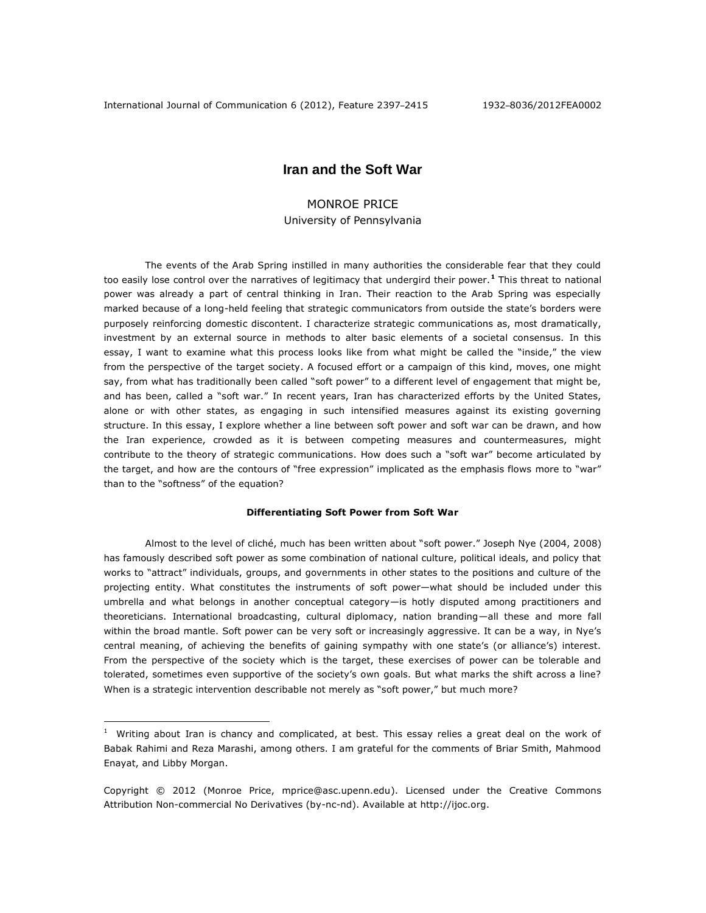# Iran and the Soft War

MONROE PRICE
University of Pennsylvania

The events of the Arab Spring instilled in many authorities the considerable fear that they could too easily lose control over the narratives of legitimacy that undergird their power.[1] This threat to national power was already a part of central thinking in Iran. Their reaction to the Arab Spring was especially marked because of a long-held feeling that strategic communicators from outside the state's borders were purposely reinforcing domestic discontent. I characterize strategic communications as, most dramatically, investment by an external source in methods to alter basic elements of a societal consensus. In this essay, I want to examine what this process looks like from what might be called the "inside," the view from the perspective of the target society. A focused effort or a campaign of this kind, moves, one might say, from what has traditionally been called "soft power" to a different level of engagement that might be, and has been, called a "soft war." In recent years, Iran has characterized efforts by the United States, alone or with other states, as engaging in such intensified measures against its existing governing structure. In this essay, I explore whether a line between soft power and soft war can be drawn, and how the Iran experience, crowded as it is between competing measures and countermeasures, might contribute to the theory of strategic communications. How does such a "soft war" become articulated by the target, and how are the contours of "free expression" implicated as the emphasis flows more to "war" than to the "softness" of the equation?

### Differentiating Soft Power from Soft War

Almost to the level of cliché, much has been written about "soft power." Joseph Nye (2004, 2008) has famously described soft power as some combination of national culture, political ideals, and policy that works to "attract" individuals, groups, and governments in other states to the positions and culture of the projecting entity. What constitutes the instruments of soft power—what should be included under this umbrella and what belongs in another conceptual category—is hotly disputed among practitioners and theoreticians. International broadcasting, cultural diplomacy, nation branding—all these and more fall within the broad mantle. Soft power can be very soft or increasingly aggressive. It can be a way, in Nye's central meaning, of achieving the benefits of gaining sympathy with one state's (or alliance's) interest. From the perspective of the society which is the target, these exercises of power can be tolerable and tolerated, sometimes even supportive of the society's own goals. But what marks the shift across a line? When is a strategic intervention describable not merely as "soft power," but much more?

[1] Writing about Iran is chancy and complicated, at best. This essay relies a great deal on the work of Babak Rahimi and Reza Marashi, among others. I am grateful for the comments of Briar Smith, Mahmood Enayat, and Libby Morgan.

Copyright © 2012 (Monroe Price, mprice@asc.upenn.edu). Licensed under the Creative Commons Attribution Non-commercial No Derivatives (by-nc-nd). Available at http://ijoc.org.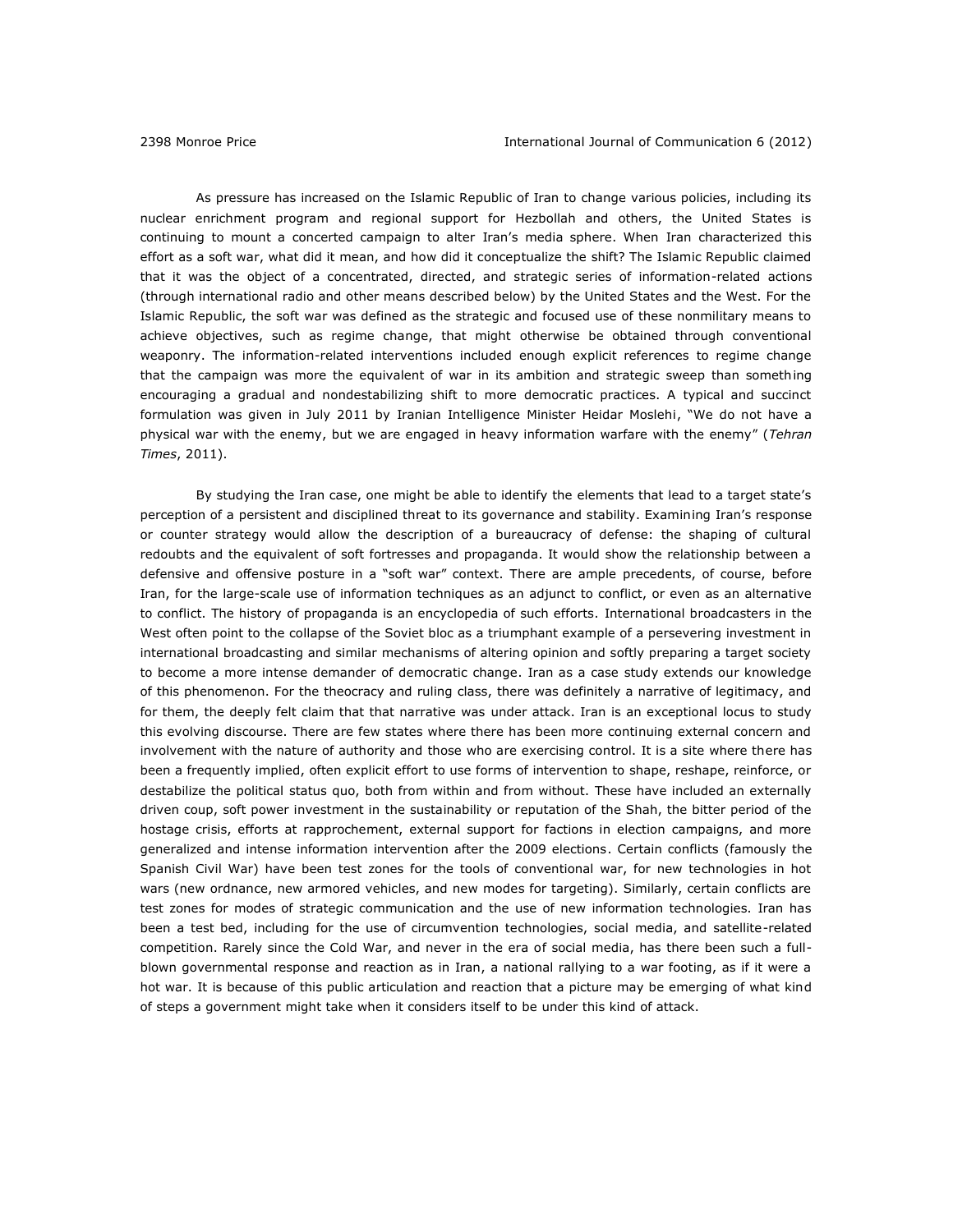As pressure has increased on the Islamic Republic of Iran to change various policies, including its nuclear enrichment program and regional support for Hezbollah and others, the United States is continuing to mount a concerted campaign to alter Iran's media sphere. When Iran characterized this effort as a soft war, what did it mean, and how did it conceptualize the shift? The Islamic Republic claimed that it was the object of a concentrated, directed, and strategic series of information-related actions (through international radio and other means described below) by the United States and the West. For the Islamic Republic, the soft war was defined as the strategic and focused use of these nonmilitary means to achieve objectives, such as regime change, that might otherwise be obtained through conventional weaponry. The information-related interventions included enough explicit references to regime change that the campaign was more the equivalent of war in its ambition and strategic sweep than something encouraging a gradual and nondestabilizing shift to more democratic practices. A typical and succinct formulation was given in July 2011 by Iranian Intelligence Minister Heidar Moslehi, "We do not have a physical war with the enemy, but we are engaged in heavy information warfare with the enemy" (*Tehran Times*, 2011).

By studying the Iran case, one might be able to identify the elements that lead to a target state's perception of a persistent and disciplined threat to its governance and stability. Examining Iran's response or counter strategy would allow the description of a bureaucracy of defense: the shaping of cultural redoubts and the equivalent of soft fortresses and propaganda. It would show the relationship between a defensive and offensive posture in a "soft war" context. There are ample precedents, of course, before Iran, for the large-scale use of information techniques as an adjunct to conflict, or even as an alternative to conflict. The history of propaganda is an encyclopedia of such efforts. International broadcasters in the West often point to the collapse of the Soviet bloc as a triumphant example of a persevering investment in international broadcasting and similar mechanisms of altering opinion and softly preparing a target society to become a more intense demander of democratic change. Iran as a case study extends our knowledge of this phenomenon. For the theocracy and ruling class, there was definitely a narrative of legitimacy, and for them, the deeply felt claim that that narrative was under attack. Iran is an exceptional locus to study this evolving discourse. There are few states where there has been more continuing external concern and involvement with the nature of authority and those who are exercising control. It is a site where there has been a frequently implied, often explicit effort to use forms of intervention to shape, reshape, reinforce, or destabilize the political status quo, both from within and from without. These have included an externally driven coup, soft power investment in the sustainability or reputation of the Shah, the bitter period of the hostage crisis, efforts at rapprochement, external support for factions in election campaigns, and more generalized and intense information intervention after the 2009 elections. Certain conflicts (famously the Spanish Civil War) have been test zones for the tools of conventional war, for new technologies in hot wars (new ordnance, new armored vehicles, and new modes for targeting). Similarly, certain conflicts are test zones for modes of strategic communication and the use of new information technologies. Iran has been a test bed, including for the use of circumvention technologies, social media, and satellite-related competition. Rarely since the Cold War, and never in the era of social media, has there been such a full-blown governmental response and reaction as in Iran, a national rallying to a war footing, as if it were a hot war. It is because of this public articulation and reaction that a picture may be emerging of what kind of steps a government might take when it considers itself to be under this kind of attack.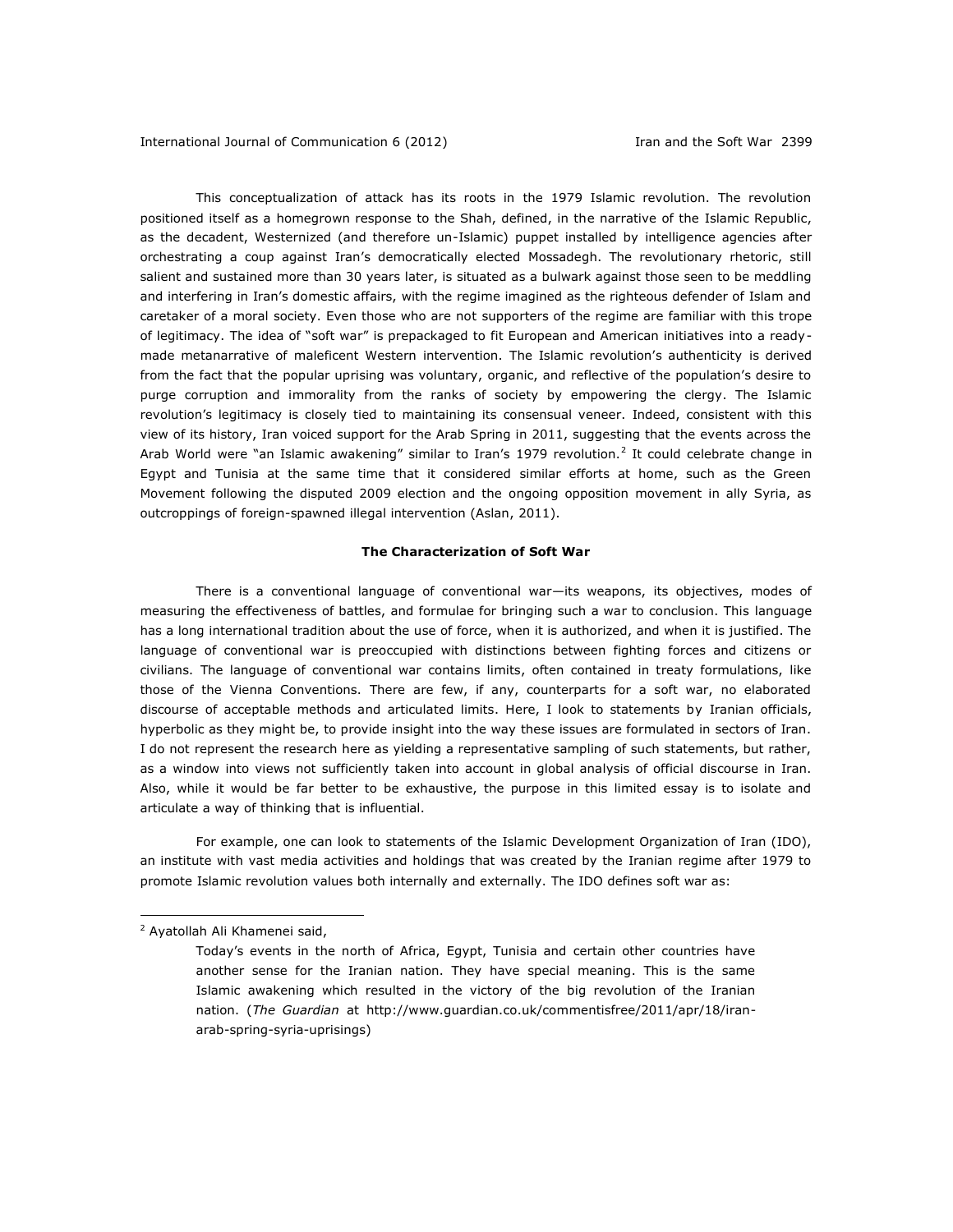This conceptualization of attack has its roots in the 1979 Islamic revolution. The revolution positioned itself as a homegrown response to the Shah, defined, in the narrative of the Islamic Republic, as the decadent, Westernized (and therefore un-Islamic) puppet installed by intelligence agencies after orchestrating a coup against Iran's democratically elected Mossadegh. The revolutionary rhetoric, still salient and sustained more than 30 years later, is situated as a bulwark against those seen to be meddling and interfering in Iran's domestic affairs, with the regime imagined as the righteous defender of Islam and caretaker of a moral society. Even those who are not supporters of the regime are familiar with this trope of legitimacy. The idea of "soft war" is prepackaged to fit European and American initiatives into a ready-made metanarrative of maleficent Western intervention. The Islamic revolution's authenticity is derived from the fact that the popular uprising was voluntary, organic, and reflective of the population's desire to purge corruption and immorality from the ranks of society by empowering the clergy. The Islamic revolution's legitimacy is closely tied to maintaining its consensual veneer. Indeed, consistent with this view of its history, Iran voiced support for the Arab Spring in 2011, suggesting that the events across the Arab World were "an Islamic awakening" similar to Iran's 1979 revolution.[2] It could celebrate change in Egypt and Tunisia at the same time that it considered similar efforts at home, such as the Green Movement following the disputed 2009 election and the ongoing opposition movement in ally Syria, as outcroppings of foreign-spawned illegal intervention (Aslan, 2011).

## The Characterization of Soft War

There is a conventional language of conventional war—its weapons, its objectives, modes of measuring the effectiveness of battles, and formulae for bringing such a war to conclusion. This language has a long international tradition about the use of force, when it is authorized, and when it is justified. The language of conventional war is preoccupied with distinctions between fighting forces and citizens or civilians. The language of conventional war contains limits, often contained in treaty formulations, like those of the Vienna Conventions. There are few, if any, counterparts for a soft war, no elaborated discourse of acceptable methods and articulated limits. Here, I look to statements by Iranian officials, hyperbolic as they might be, to provide insight into the way these issues are formulated in sectors of Iran. I do not represent the research here as yielding a representative sampling of such statements, but rather, as a window into views not sufficiently taken into account in global analysis of official discourse in Iran. Also, while it would be far better to be exhaustive, the purpose in this limited essay is to isolate and articulate a way of thinking that is influential.

For example, one can look to statements of the Islamic Development Organization of Iran (IDO), an institute with vast media activities and holdings that was created by the Iranian regime after 1979 to promote Islamic revolution values both internally and externally. The IDO defines soft war as:

---

[2] Ayatollah Ali Khamenei said,

> Today's events in the north of Africa, Egypt, Tunisia and certain other countries have another sense for the Iranian nation. They have special meaning. This is the same Islamic awakening which resulted in the victory of the big revolution of the Iranian nation. (*The Guardian* at http://www.guardian.co.uk/commentisfree/2011/apr/18/iran-arab-spring-syria-uprisings)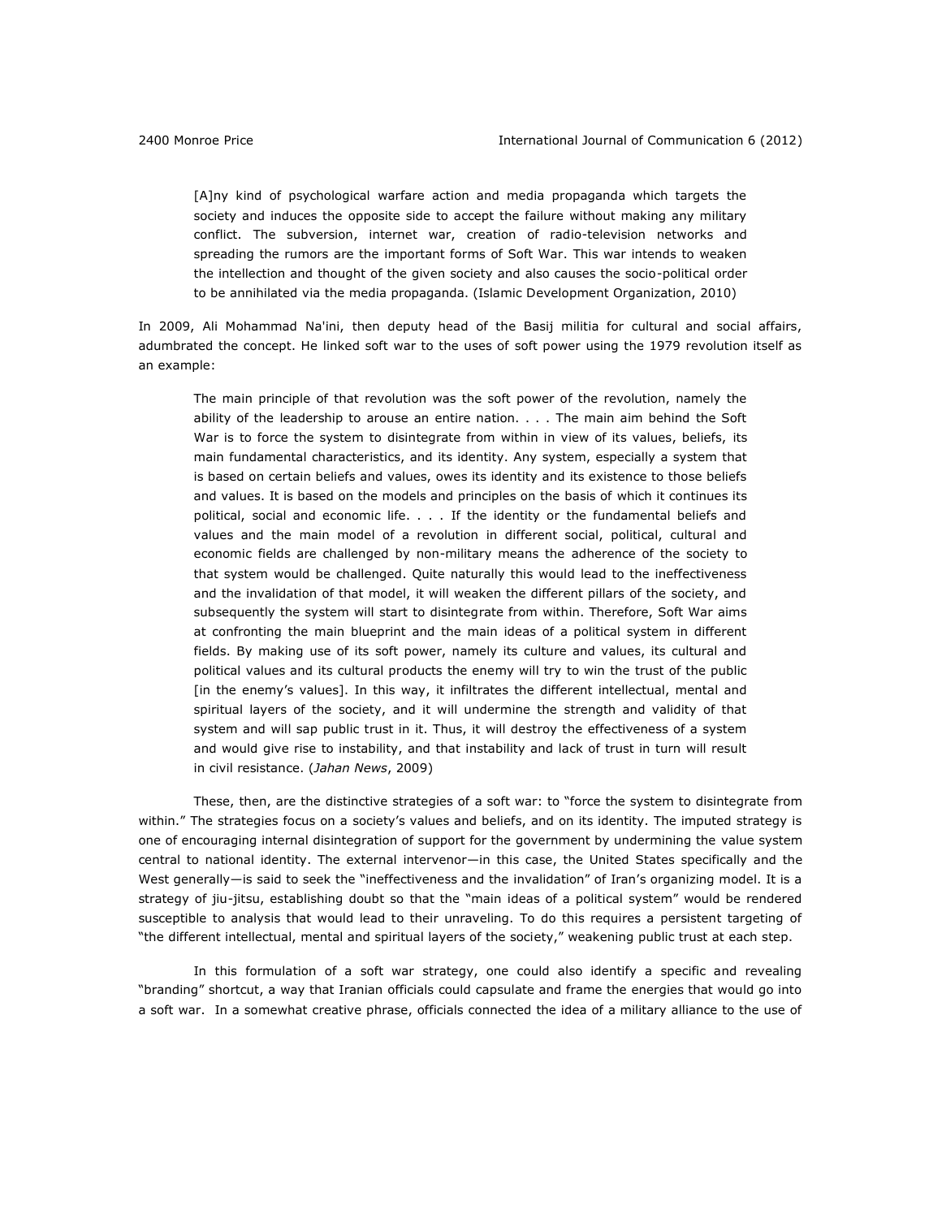> [A]ny kind of psychological warfare action and media propaganda which targets the society and induces the opposite side to accept the failure without making any military conflict. The subversion, internet war, creation of radio-television networks and spreading the rumors are the important forms of Soft War. This war intends to weaken the intellection and thought of the given society and also causes the socio-political order to be annihilated via the media propaganda. (Islamic Development Organization, 2010)

In 2009, Ali Mohammad Na'ini, then deputy head of the Basij militia for cultural and social affairs, adumbrated the concept. He linked soft war to the uses of soft power using the 1979 revolution itself as an example:

> The main principle of that revolution was the soft power of the revolution, namely the ability of the leadership to arouse an entire nation. . . . The main aim behind the Soft War is to force the system to disintegrate from within in view of its values, beliefs, its main fundamental characteristics, and its identity. Any system, especially a system that is based on certain beliefs and values, owes its identity and its existence to those beliefs and values. It is based on the models and principles on the basis of which it continues its political, social and economic life. . . . If the identity or the fundamental beliefs and values and the main model of a revolution in different social, political, cultural and economic fields are challenged by non-military means the adherence of the society to that system would be challenged. Quite naturally this would lead to the ineffectiveness and the invalidation of that model, it will weaken the different pillars of the society, and subsequently the system will start to disintegrate from within. Therefore, Soft War aims at confronting the main blueprint and the main ideas of a political system in different fields. By making use of its soft power, namely its culture and values, its cultural and political values and its cultural products the enemy will try to win the trust of the public [in the enemy's values]. In this way, it infiltrates the different intellectual, mental and spiritual layers of the society, and it will undermine the strength and validity of that system and will sap public trust in it. Thus, it will destroy the effectiveness of a system and would give rise to instability, and that instability and lack of trust in turn will result in civil resistance. (*Jahan News*, 2009)

These, then, are the distinctive strategies of a soft war: to "force the system to disintegrate from within." The strategies focus on a society's values and beliefs, and on its identity. The imputed strategy is one of encouraging internal disintegration of support for the government by undermining the value system central to national identity. The external intervenor—in this case, the United States specifically and the West generally—is said to seek the "ineffectiveness and the invalidation" of Iran's organizing model. It is a strategy of jiu-jitsu, establishing doubt so that the "main ideas of a political system" would be rendered susceptible to analysis that would lead to their unraveling. To do this requires a persistent targeting of "the different intellectual, mental and spiritual layers of the society," weakening public trust at each step.

In this formulation of a soft war strategy, one could also identify a specific and revealing "branding" shortcut, a way that Iranian officials could capsulate and frame the energies that would go into a soft war. In a somewhat creative phrase, officials connected the idea of a military alliance to the use of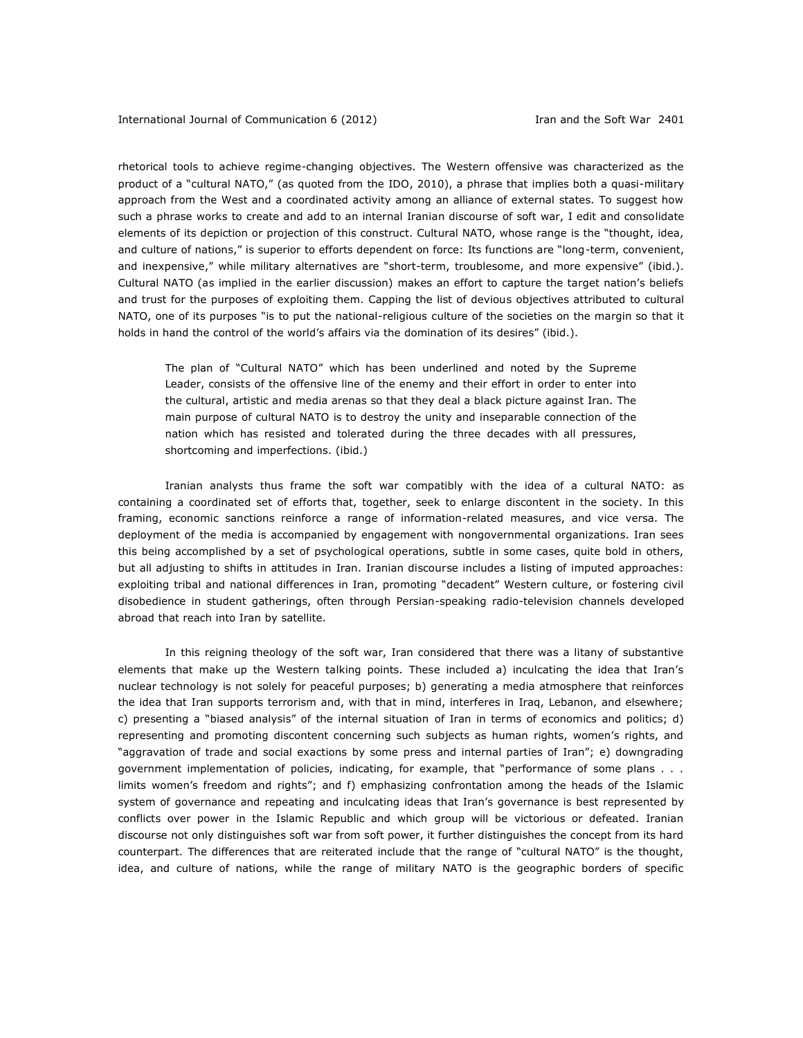rhetorical tools to achieve regime-changing objectives. The Western offensive was characterized as the product of a "cultural NATO," (as quoted from the IDO, 2010), a phrase that implies both a quasi-military approach from the West and a coordinated activity among an alliance of external states. To suggest how such a phrase works to create and add to an internal Iranian discourse of soft war, I edit and consolidate elements of its depiction or projection of this construct. Cultural NATO, whose range is the "thought, idea, and culture of nations," is superior to efforts dependent on force: Its functions are "long-term, convenient, and inexpensive," while military alternatives are "short-term, troublesome, and more expensive" (ibid.). Cultural NATO (as implied in the earlier discussion) makes an effort to capture the target nation's beliefs and trust for the purposes of exploiting them. Capping the list of devious objectives attributed to cultural NATO, one of its purposes "is to put the national-religious culture of the societies on the margin so that it holds in hand the control of the world's affairs via the domination of its desires" (ibid.).

> The plan of "Cultural NATO" which has been underlined and noted by the Supreme Leader, consists of the offensive line of the enemy and their effort in order to enter into the cultural, artistic and media arenas so that they deal a black picture against Iran. The main purpose of cultural NATO is to destroy the unity and inseparable connection of the nation which has resisted and tolerated during the three decades with all pressures, shortcoming and imperfections. (ibid.)

Iranian analysts thus frame the soft war compatibly with the idea of a cultural NATO: as containing a coordinated set of efforts that, together, seek to enlarge discontent in the society. In this framing, economic sanctions reinforce a range of information-related measures, and vice versa. The deployment of the media is accompanied by engagement with nongovernmental organizations. Iran sees this being accomplished by a set of psychological operations, subtle in some cases, quite bold in others, but all adjusting to shifts in attitudes in Iran. Iranian discourse includes a listing of imputed approaches: exploiting tribal and national differences in Iran, promoting "decadent" Western culture, or fostering civil disobedience in student gatherings, often through Persian-speaking radio-television channels developed abroad that reach into Iran by satellite.

In this reigning theology of the soft war, Iran considered that there was a litany of substantive elements that make up the Western talking points. These included a) inculcating the idea that Iran's nuclear technology is not solely for peaceful purposes; b) generating a media atmosphere that reinforces the idea that Iran supports terrorism and, with that in mind, interferes in Iraq, Lebanon, and elsewhere; c) presenting a "biased analysis" of the internal situation of Iran in terms of economics and politics; d) representing and promoting discontent concerning such subjects as human rights, women's rights, and "aggravation of trade and social exactions by some press and internal parties of Iran"; e) downgrading government implementation of policies, indicating, for example, that "performance of some plans . . . limits women's freedom and rights"; and f) emphasizing confrontation among the heads of the Islamic system of governance and repeating and inculcating ideas that Iran's governance is best represented by conflicts over power in the Islamic Republic and which group will be victorious or defeated. Iranian discourse not only distinguishes soft war from soft power, it further distinguishes the concept from its hard counterpart. The differences that are reiterated include that the range of "cultural NATO" is the thought, idea, and culture of nations, while the range of military NATO is the geographic borders of specific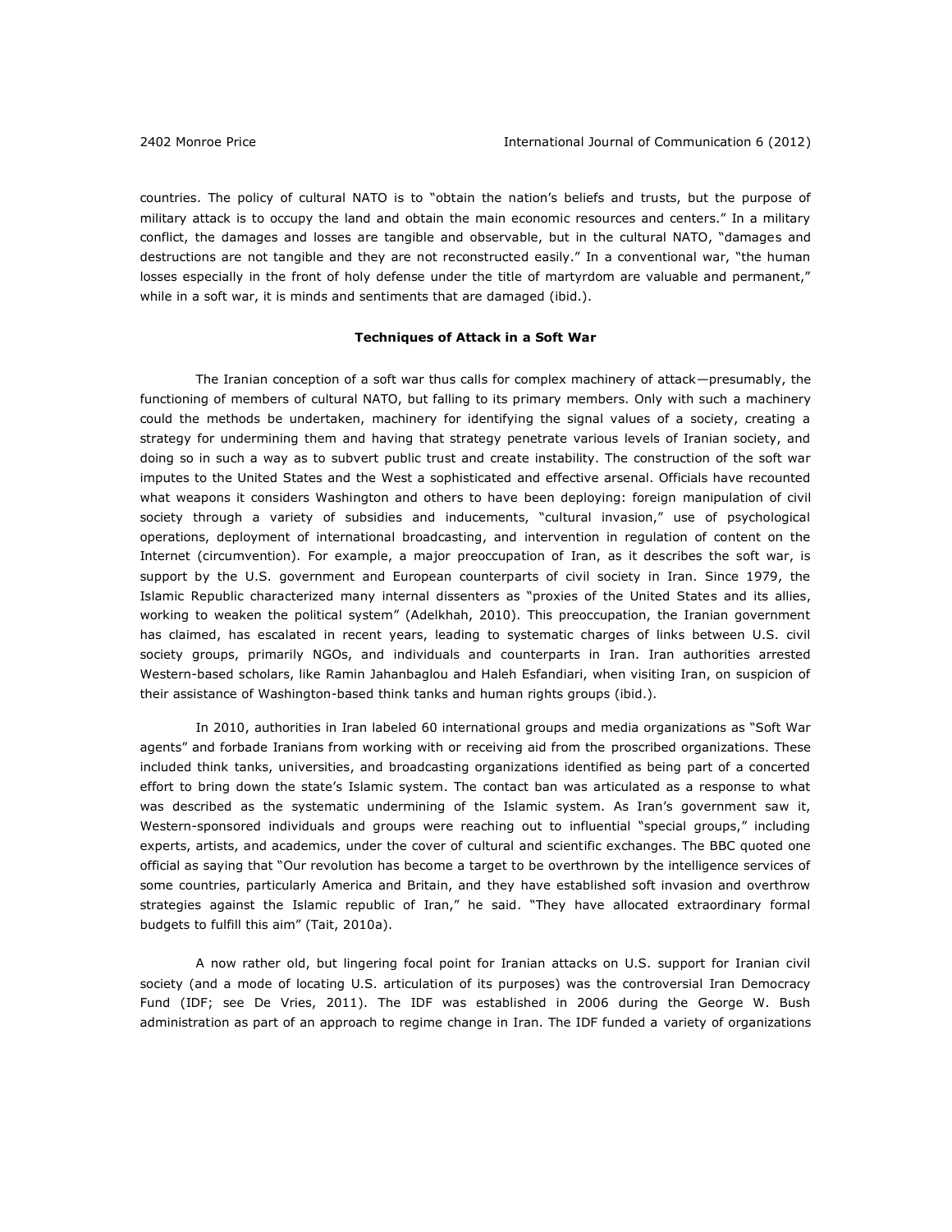countries. The policy of cultural NATO is to "obtain the nation's beliefs and trusts, but the purpose of military attack is to occupy the land and obtain the main economic resources and centers." In a military conflict, the damages and losses are tangible and observable, but in the cultural NATO, "damages and destructions are not tangible and they are not reconstructed easily." In a conventional war, "the human losses especially in the front of holy defense under the title of martyrdom are valuable and permanent," while in a soft war, it is minds and sentiments that are damaged (ibid.).

### Techniques of Attack in a Soft War

The Iranian conception of a soft war thus calls for complex machinery of attack—presumably, the functioning of members of cultural NATO, but falling to its primary members. Only with such a machinery could the methods be undertaken, machinery for identifying the signal values of a society, creating a strategy for undermining them and having that strategy penetrate various levels of Iranian society, and doing so in such a way as to subvert public trust and create instability. The construction of the soft war imputes to the United States and the West a sophisticated and effective arsenal. Officials have recounted what weapons it considers Washington and others to have been deploying: foreign manipulation of civil society through a variety of subsidies and inducements, "cultural invasion," use of psychological operations, deployment of international broadcasting, and intervention in regulation of content on the Internet (circumvention). For example, a major preoccupation of Iran, as it describes the soft war, is support by the U.S. government and European counterparts of civil society in Iran. Since 1979, the Islamic Republic characterized many internal dissenters as "proxies of the United States and its allies, working to weaken the political system" (Adelkhah, 2010). This preoccupation, the Iranian government has claimed, has escalated in recent years, leading to systematic charges of links between U.S. civil society groups, primarily NGOs, and individuals and counterparts in Iran. Iran authorities arrested Western-based scholars, like Ramin Jahanbaglou and Haleh Esfandiari, when visiting Iran, on suspicion of their assistance of Washington-based think tanks and human rights groups (ibid.).

In 2010, authorities in Iran labeled 60 international groups and media organizations as "Soft War agents" and forbade Iranians from working with or receiving aid from the proscribed organizations. These included think tanks, universities, and broadcasting organizations identified as being part of a concerted effort to bring down the state's Islamic system. The contact ban was articulated as a response to what was described as the systematic undermining of the Islamic system. As Iran's government saw it, Western-sponsored individuals and groups were reaching out to influential "special groups," including experts, artists, and academics, under the cover of cultural and scientific exchanges. The BBC quoted one official as saying that "Our revolution has become a target to be overthrown by the intelligence services of some countries, particularly America and Britain, and they have established soft invasion and overthrow strategies against the Islamic republic of Iran," he said. "They have allocated extraordinary formal budgets to fulfill this aim" (Tait, 2010a).

A now rather old, but lingering focal point for Iranian attacks on U.S. support for Iranian civil society (and a mode of locating U.S. articulation of its purposes) was the controversial Iran Democracy Fund (IDF; see De Vries, 2011). The IDF was established in 2006 during the George W. Bush administration as part of an approach to regime change in Iran. The IDF funded a variety of organizations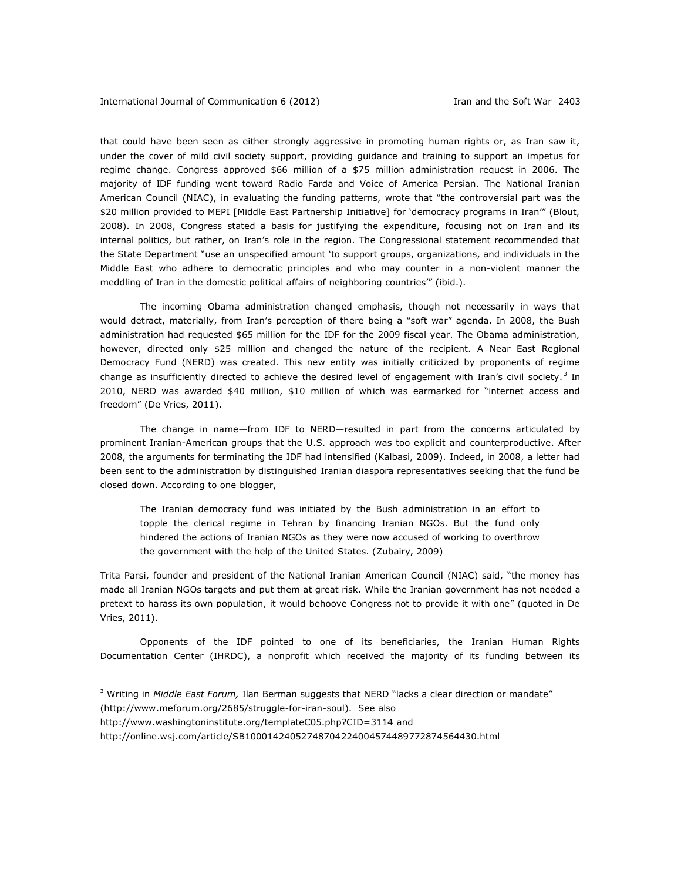that could have been seen as either strongly aggressive in promoting human rights or, as Iran saw it, under the cover of mild civil society support, providing guidance and training to support an impetus for regime change. Congress approved $66 million of a $75 million administration request in 2006. The majority of IDF funding went toward Radio Farda and Voice of America Persian. The National Iranian American Council (NIAC), in evaluating the funding patterns, wrote that "the controversial part was the $20 million provided to MEPI [Middle East Partnership Initiative] for 'democracy programs in Iran'" (Blout, 2008). In 2008, Congress stated a basis for justifying the expenditure, focusing not on Iran and its internal politics, but rather, on Iran's role in the region. The Congressional statement recommended that the State Department "use an unspecified amount 'to support groups, organizations, and individuals in the Middle East who adhere to democratic principles and who may counter in a non-violent manner the meddling of Iran in the domestic political affairs of neighboring countries'" (ibid.).

The incoming Obama administration changed emphasis, though not necessarily in ways that would detract, materially, from Iran's perception of there being a "soft war" agenda. In 2008, the Bush administration had requested $65 million for the IDF for the 2009 fiscal year. The Obama administration, however, directed only $25 million and changed the nature of the recipient. A Near East Regional Democracy Fund (NERD) was created. This new entity was initially criticized by proponents of regime change as insufficiently directed to achieve the desired level of engagement with Iran's civil society.[3] In 2010, NERD was awarded $40 million, $10 million of which was earmarked for "internet access and freedom" (De Vries, 2011).

The change in name—from IDF to NERD—resulted in part from the concerns articulated by prominent Iranian-American groups that the U.S. approach was too explicit and counterproductive. After 2008, the arguments for terminating the IDF had intensified (Kalbasi, 2009). Indeed, in 2008, a letter had been sent to the administration by distinguished Iranian diaspora representatives seeking that the fund be closed down. According to one blogger,

> The Iranian democracy fund was initiated by the Bush administration in an effort to topple the clerical regime in Tehran by financing Iranian NGOs. But the fund only hindered the actions of Iranian NGOs as they were now accused of working to overthrow the government with the help of the United States. (Zubairy, 2009)

Trita Parsi, founder and president of the National Iranian American Council (NIAC) said, "the money has made all Iranian NGOs targets and put them at great risk. While the Iranian government has not needed a pretext to harass its own population, it would behoove Congress not to provide it with one" (quoted in De Vries, 2011).

Opponents of the IDF pointed to one of its beneficiaries, the Iranian Human Rights Documentation Center (IHRDC), a nonprofit which received the majority of its funding between its

---

[3] Writing in *Middle East Forum,* Ilan Berman suggests that NERD "lacks a clear direction or mandate" (http://www.meforum.org/2685/struggle-for-iran-soul). See also http://www.washingtoninstitute.org/templateC05.php?CID=3114 and http://online.wsj.com/article/SB10001424052748704224004574489772874564430.html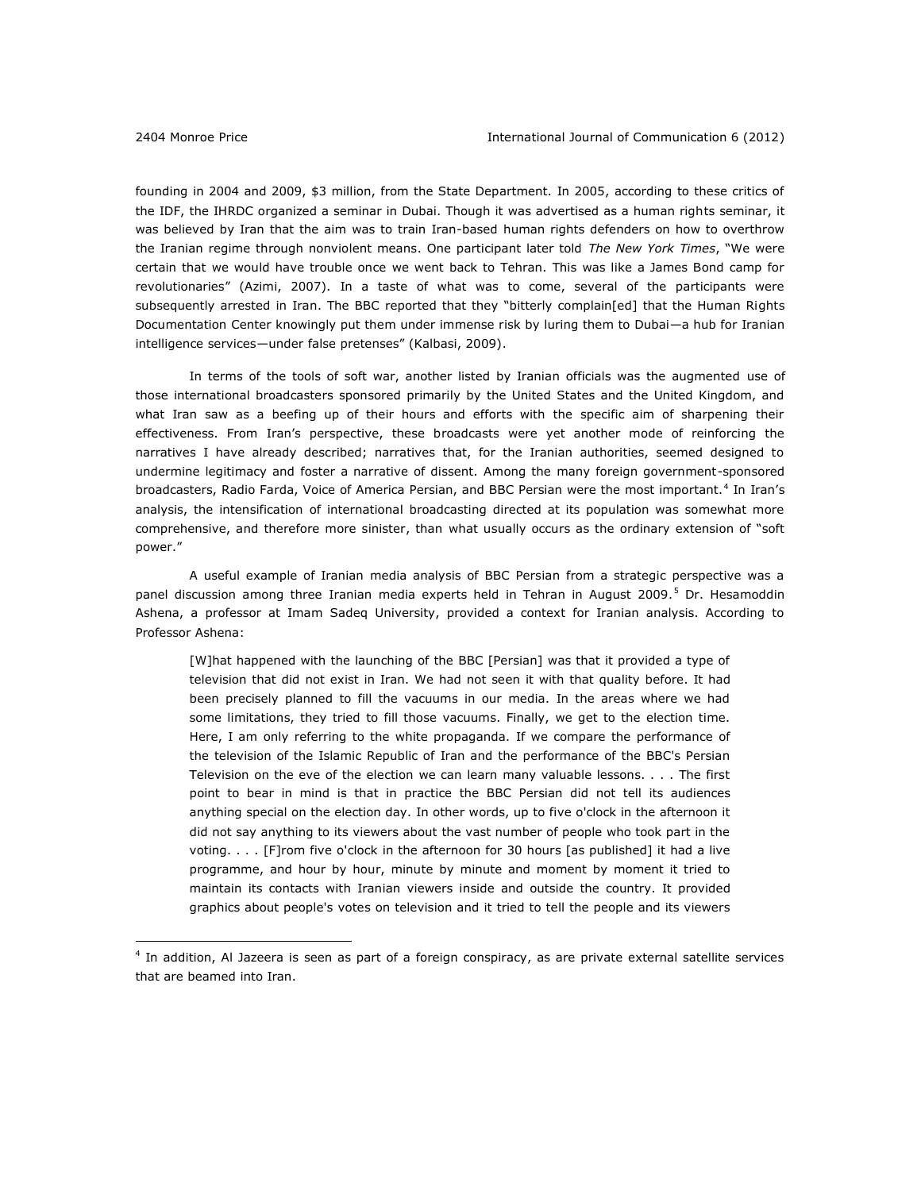founding in 2004 and 2009, $3 million, from the State Department. In 2005, according to these critics of the IDF, the IHRDC organized a seminar in Dubai. Though it was advertised as a human rights seminar, it was believed by Iran that the aim was to train Iran-based human rights defenders on how to overthrow the Iranian regime through nonviolent means. One participant later told *The New York Times*, "We were certain that we would have trouble once we went back to Tehran. This was like a James Bond camp for revolutionaries" (Azimi, 2007). In a taste of what was to come, several of the participants were subsequently arrested in Iran. The BBC reported that they "bitterly complain[ed] that the Human Rights Documentation Center knowingly put them under immense risk by luring them to Dubai—a hub for Iranian intelligence services—under false pretenses" (Kalbasi, 2009).

In terms of the tools of soft war, another listed by Iranian officials was the augmented use of those international broadcasters sponsored primarily by the United States and the United Kingdom, and what Iran saw as a beefing up of their hours and efforts with the specific aim of sharpening their effectiveness. From Iran's perspective, these broadcasts were yet another mode of reinforcing the narratives I have already described; narratives that, for the Iranian authorities, seemed designed to undermine legitimacy and foster a narrative of dissent. Among the many foreign government-sponsored broadcasters, Radio Farda, Voice of America Persian, and BBC Persian were the most important.[4] In Iran's analysis, the intensification of international broadcasting directed at its population was somewhat more comprehensive, and therefore more sinister, than what usually occurs as the ordinary extension of "soft power."

A useful example of Iranian media analysis of BBC Persian from a strategic perspective was a panel discussion among three Iranian media experts held in Tehran in August 2009.[5] Dr. Hesamoddin Ashena, a professor at Imam Sadeq University, provided a context for Iranian analysis. According to Professor Ashena:

> [W]hat happened with the launching of the BBC [Persian] was that it provided a type of television that did not exist in Iran. We had not seen it with that quality before. It had been precisely planned to fill the vacuums in our media. In the areas where we had some limitations, they tried to fill those vacuums. Finally, we get to the election time. Here, I am only referring to the white propaganda. If we compare the performance of the television of the Islamic Republic of Iran and the performance of the BBC's Persian Television on the eve of the election we can learn many valuable lessons. . . . The first point to bear in mind is that in practice the BBC Persian did not tell its audiences anything special on the election day. In other words, up to five o'clock in the afternoon it did not say anything to its viewers about the vast number of people who took part in the voting. . . . [F]rom five o'clock in the afternoon for 30 hours [as published] it had a live programme, and hour by hour, minute by minute and moment by moment it tried to maintain its contacts with Iranian viewers inside and outside the country. It provided graphics about people's votes on television and it tried to tell the people and its viewers

---

[4] In addition, Al Jazeera is seen as part of a foreign conspiracy, as are private external satellite services that are beamed into Iran.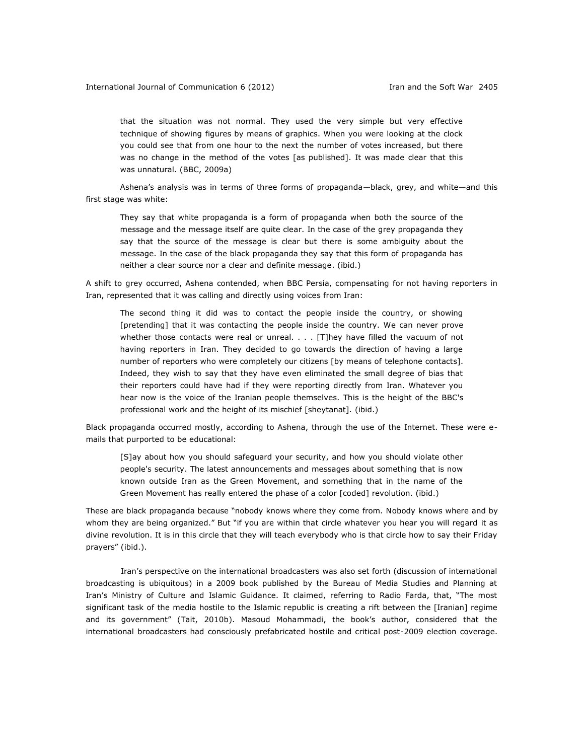> that the situation was not normal. They used the very simple but very effective technique of showing figures by means of graphics. When you were looking at the clock you could see that from one hour to the next the number of votes increased, but there was no change in the method of the votes [as published]. It was made clear that this was unnatural. (BBC, 2009a)

Ashena's analysis was in terms of three forms of propaganda—black, grey, and white—and this first stage was white:

> They say that white propaganda is a form of propaganda when both the source of the message and the message itself are quite clear. In the case of the grey propaganda they say that the source of the message is clear but there is some ambiguity about the message. In the case of the black propaganda they say that this form of propaganda has neither a clear source nor a clear and definite message. (ibid.)

A shift to grey occurred, Ashena contended, when BBC Persia, compensating for not having reporters in Iran, represented that it was calling and directly using voices from Iran:

> The second thing it did was to contact the people inside the country, or showing [pretending] that it was contacting the people inside the country. We can never prove whether those contacts were real or unreal. . . . [T]hey have filled the vacuum of not having reporters in Iran. They decided to go towards the direction of having a large number of reporters who were completely our citizens [by means of telephone contacts]. Indeed, they wish to say that they have even eliminated the small degree of bias that their reporters could have had if they were reporting directly from Iran. Whatever you hear now is the voice of the Iranian people themselves. This is the height of the BBC's professional work and the height of its mischief [sheytanat]. (ibid.)

Black propaganda occurred mostly, according to Ashena, through the use of the Internet. These were e-mails that purported to be educational:

> [S]ay about how you should safeguard your security, and how you should violate other people's security. The latest announcements and messages about something that is now known outside Iran as the Green Movement, and something that in the name of the Green Movement has really entered the phase of a color [coded] revolution. (ibid.)

These are black propaganda because "nobody knows where they come from. Nobody knows where and by whom they are being organized." But "if you are within that circle whatever you hear you will regard it as divine revolution. It is in this circle that they will teach everybody who is that circle how to say their Friday prayers" (ibid.).

Iran's perspective on the international broadcasters was also set forth (discussion of international broadcasting is ubiquitous) in a 2009 book published by the Bureau of Media Studies and Planning at Iran's Ministry of Culture and Islamic Guidance. It claimed, referring to Radio Farda, that, "The most significant task of the media hostile to the Islamic republic is creating a rift between the [Iranian] regime and its government" (Tait, 2010b). Masoud Mohammadi, the book's author, considered that the international broadcasters had consciously prefabricated hostile and critical post-2009 election coverage.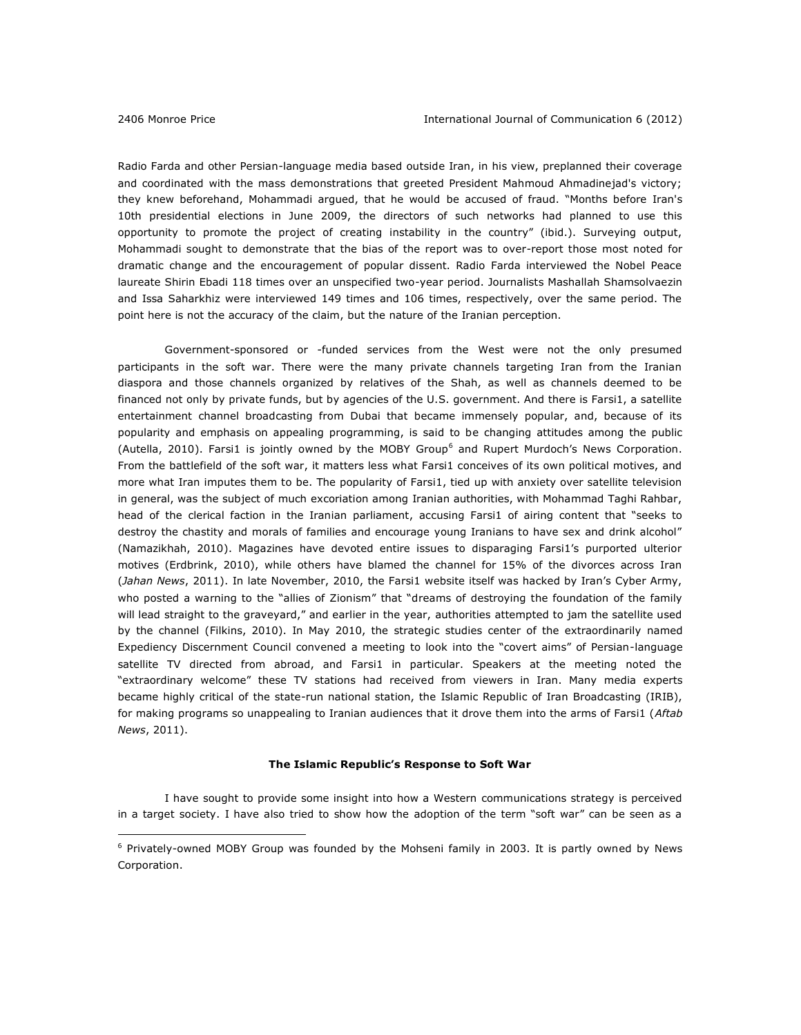Radio Farda and other Persian-language media based outside Iran, in his view, preplanned their coverage and coordinated with the mass demonstrations that greeted President Mahmoud Ahmadinejad's victory; they knew beforehand, Mohammadi argued, that he would be accused of fraud. "Months before Iran's 10th presidential elections in June 2009, the directors of such networks had planned to use this opportunity to promote the project of creating instability in the country" (ibid.). Surveying output, Mohammadi sought to demonstrate that the bias of the report was to over-report those most noted for dramatic change and the encouragement of popular dissent. Radio Farda interviewed the Nobel Peace laureate Shirin Ebadi 118 times over an unspecified two-year period. Journalists Mashallah Shamsolvaezin and Issa Saharkhiz were interviewed 149 times and 106 times, respectively, over the same period. The point here is not the accuracy of the claim, but the nature of the Iranian perception.

Government-sponsored or -funded services from the West were not the only presumed participants in the soft war. There were the many private channels targeting Iran from the Iranian diaspora and those channels organized by relatives of the Shah, as well as channels deemed to be financed not only by private funds, but by agencies of the U.S. government. And there is Farsi1, a satellite entertainment channel broadcasting from Dubai that became immensely popular, and, because of its popularity and emphasis on appealing programming, is said to be changing attitudes among the public (Autella, 2010). Farsi1 is jointly owned by the MOBY Group[6] and Rupert Murdoch's News Corporation. From the battlefield of the soft war, it matters less what Farsi1 conceives of its own political motives, and more what Iran imputes them to be. The popularity of Farsi1, tied up with anxiety over satellite television in general, was the subject of much excoriation among Iranian authorities, with Mohammad Taghi Rahbar, head of the clerical faction in the Iranian parliament, accusing Farsi1 of airing content that "seeks to destroy the chastity and morals of families and encourage young Iranians to have sex and drink alcohol" (Namazikhah, 2010). Magazines have devoted entire issues to disparaging Farsi1's purported ulterior motives (Erdbrink, 2010), while others have blamed the channel for 15% of the divorces across Iran (*Jahan News*, 2011). In late November, 2010, the Farsi1 website itself was hacked by Iran's Cyber Army, who posted a warning to the "allies of Zionism" that "dreams of destroying the foundation of the family will lead straight to the graveyard," and earlier in the year, authorities attempted to jam the satellite used by the channel (Filkins, 2010). In May 2010, the strategic studies center of the extraordinarily named Expediency Discernment Council convened a meeting to look into the "covert aims" of Persian-language satellite TV directed from abroad, and Farsi1 in particular. Speakers at the meeting noted the "extraordinary welcome" these TV stations had received from viewers in Iran. Many media experts became highly critical of the state-run national station, the Islamic Republic of Iran Broadcasting (IRIB), for making programs so unappealing to Iranian audiences that it drove them into the arms of Farsi1 (*Aftab News*, 2011).

### The Islamic Republic's Response to Soft War

I have sought to provide some insight into how a Western communications strategy is perceived in a target society. I have also tried to show how the adoption of the term "soft war" can be seen as a

[6] Privately-owned MOBY Group was founded by the Mohseni family in 2003. It is partly owned by News Corporation.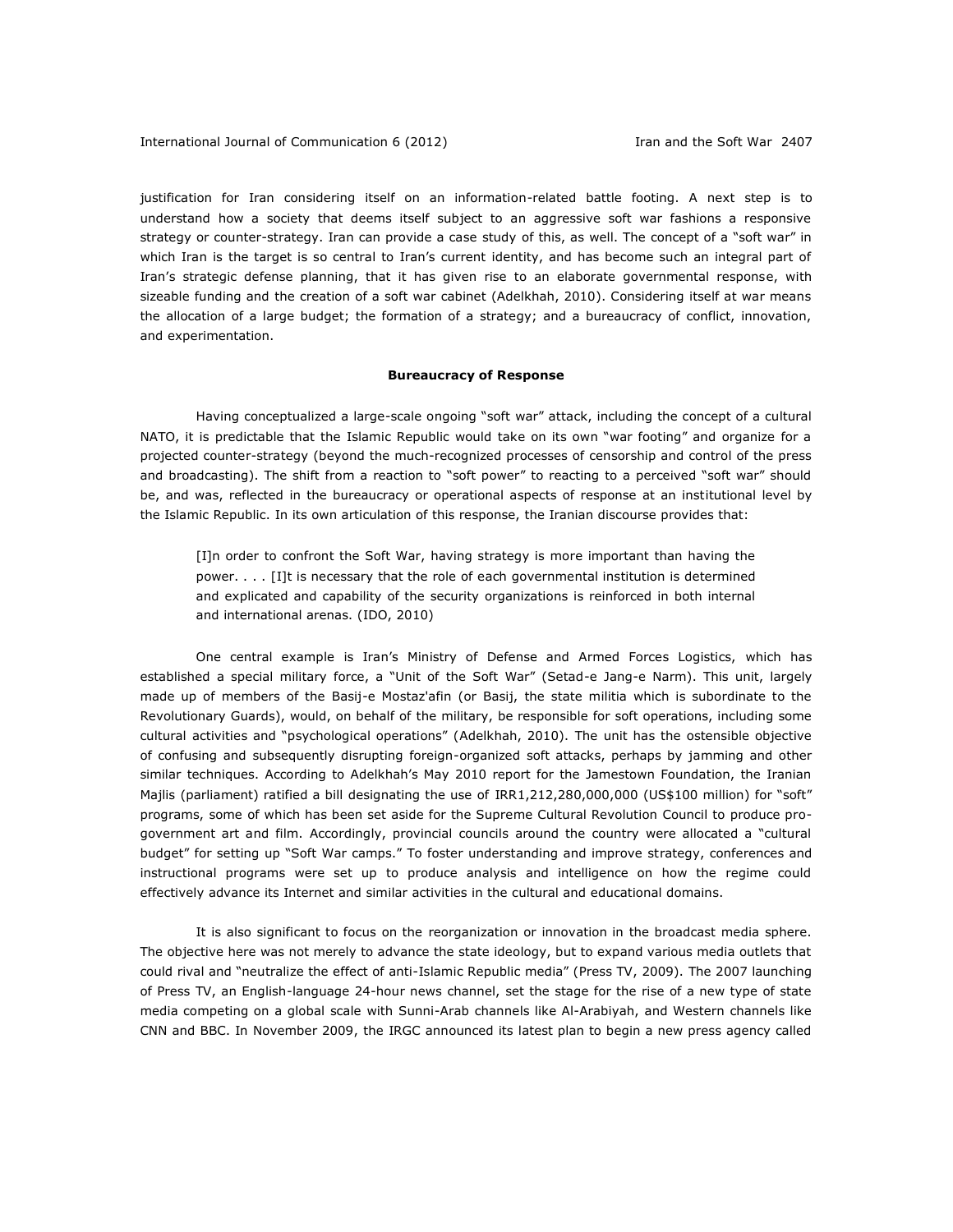justification for Iran considering itself on an information-related battle footing. A next step is to understand how a society that deems itself subject to an aggressive soft war fashions a responsive strategy or counter-strategy. Iran can provide a case study of this, as well. The concept of a "soft war" in which Iran is the target is so central to Iran's current identity, and has become such an integral part of Iran's strategic defense planning, that it has given rise to an elaborate governmental response, with sizeable funding and the creation of a soft war cabinet (Adelkhah, 2010). Considering itself at war means the allocation of a large budget; the formation of a strategy; and a bureaucracy of conflict, innovation, and experimentation.

## Bureaucracy of Response

Having conceptualized a large-scale ongoing "soft war" attack, including the concept of a cultural NATO, it is predictable that the Islamic Republic would take on its own "war footing" and organize for a projected counter-strategy (beyond the much-recognized processes of censorship and control of the press and broadcasting). The shift from a reaction to "soft power" to reacting to a perceived "soft war" should be, and was, reflected in the bureaucracy or operational aspects of response at an institutional level by the Islamic Republic. In its own articulation of this response, the Iranian discourse provides that:

> [I]n order to confront the Soft War, having strategy is more important than having the power. . . . [I]t is necessary that the role of each governmental institution is determined and explicated and capability of the security organizations is reinforced in both internal and international arenas. (IDO, 2010)

One central example is Iran's Ministry of Defense and Armed Forces Logistics, which has established a special military force, a "Unit of the Soft War" (Setad-e Jang-e Narm). This unit, largely made up of members of the Basij-e Mostaz'afin (or Basij, the state militia which is subordinate to the Revolutionary Guards), would, on behalf of the military, be responsible for soft operations, including some cultural activities and "psychological operations" (Adelkhah, 2010). The unit has the ostensible objective of confusing and subsequently disrupting foreign-organized soft attacks, perhaps by jamming and other similar techniques. According to Adelkhah's May 2010 report for the Jamestown Foundation, the Iranian Majlis (parliament) ratified a bill designating the use of IRR1,212,280,000,000 (US$100 million) for "soft" programs, some of which has been set aside for the Supreme Cultural Revolution Council to produce pro-government art and film. Accordingly, provincial councils around the country were allocated a "cultural budget" for setting up "Soft War camps." To foster understanding and improve strategy, conferences and instructional programs were set up to produce analysis and intelligence on how the regime could effectively advance its Internet and similar activities in the cultural and educational domains.

It is also significant to focus on the reorganization or innovation in the broadcast media sphere. The objective here was not merely to advance the state ideology, but to expand various media outlets that could rival and "neutralize the effect of anti-Islamic Republic media" (Press TV, 2009). The 2007 launching of Press TV, an English-language 24-hour news channel, set the stage for the rise of a new type of state media competing on a global scale with Sunni-Arab channels like Al-Arabiyah, and Western channels like CNN and BBC. In November 2009, the IRGC announced its latest plan to begin a new press agency called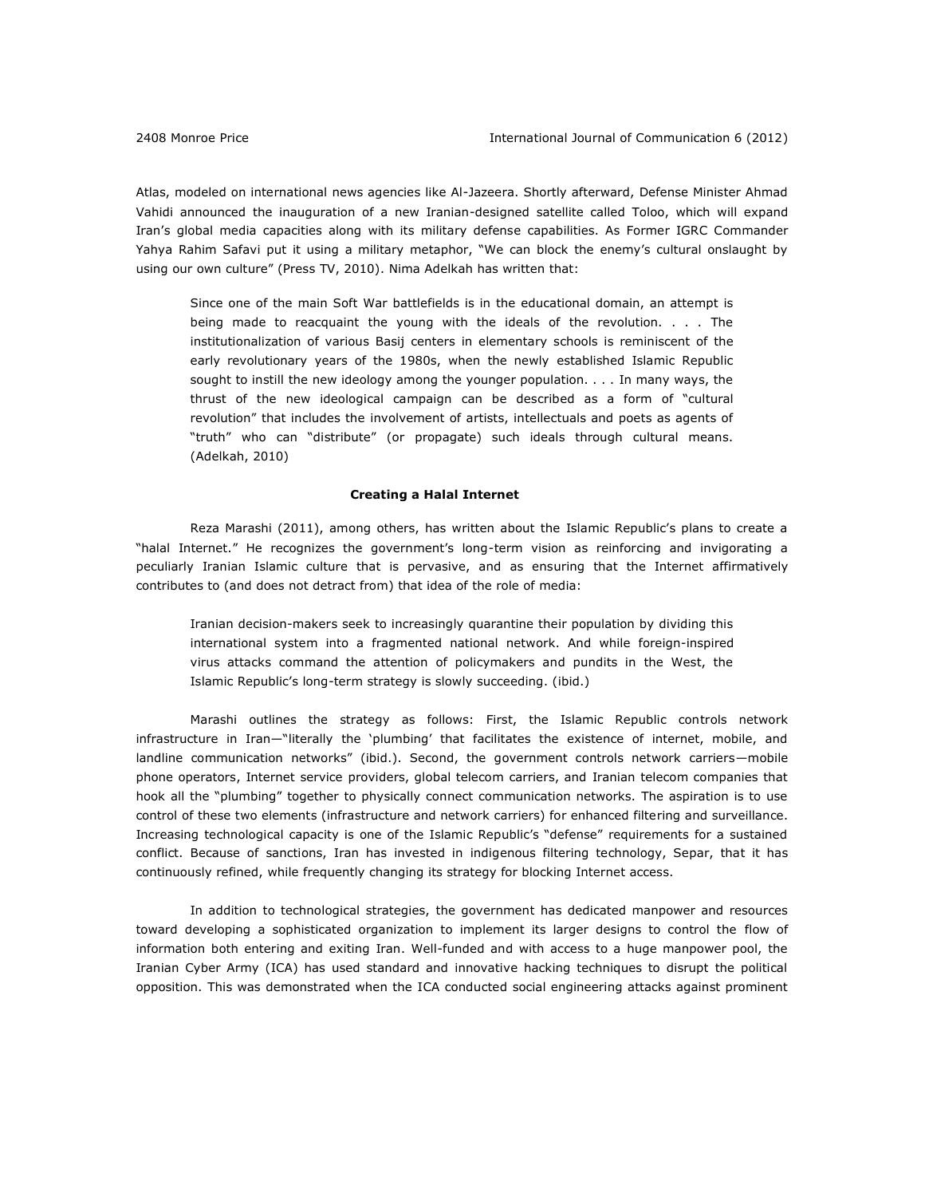Atlas, modeled on international news agencies like Al-Jazeera. Shortly afterward, Defense Minister Ahmad Vahidi announced the inauguration of a new Iranian-designed satellite called Toloo, which will expand Iran's global media capacities along with its military defense capabilities. As Former IGRC Commander Yahya Rahim Safavi put it using a military metaphor, "We can block the enemy's cultural onslaught by using our own culture" (Press TV, 2010). Nima Adelkah has written that:

> Since one of the main Soft War battlefields is in the educational domain, an attempt is being made to reacquaint the young with the ideals of the revolution. . . . The institutionalization of various Basij centers in elementary schools is reminiscent of the early revolutionary years of the 1980s, when the newly established Islamic Republic sought to instill the new ideology among the younger population. . . . In many ways, the thrust of the new ideological campaign can be described as a form of "cultural revolution" that includes the involvement of artists, intellectuals and poets as agents of "truth" who can "distribute" (or propagate) such ideals through cultural means. (Adelkah, 2010)

### Creating a Halal Internet

Reza Marashi (2011), among others, has written about the Islamic Republic's plans to create a "halal Internet." He recognizes the government's long-term vision as reinforcing and invigorating a peculiarly Iranian Islamic culture that is pervasive, and as ensuring that the Internet affirmatively contributes to (and does not detract from) that idea of the role of media:

> Iranian decision-makers seek to increasingly quarantine their population by dividing this international system into a fragmented national network. And while foreign-inspired virus attacks command the attention of policymakers and pundits in the West, the Islamic Republic's long-term strategy is slowly succeeding. (ibid.)

Marashi outlines the strategy as follows: First, the Islamic Republic controls network infrastructure in Iran—"literally the 'plumbing' that facilitates the existence of internet, mobile, and landline communication networks" (ibid.). Second, the government controls network carriers—mobile phone operators, Internet service providers, global telecom carriers, and Iranian telecom companies that hook all the "plumbing" together to physically connect communication networks. The aspiration is to use control of these two elements (infrastructure and network carriers) for enhanced filtering and surveillance. Increasing technological capacity is one of the Islamic Republic's "defense" requirements for a sustained conflict. Because of sanctions, Iran has invested in indigenous filtering technology, Separ, that it has continuously refined, while frequently changing its strategy for blocking Internet access.

In addition to technological strategies, the government has dedicated manpower and resources toward developing a sophisticated organization to implement its larger designs to control the flow of information both entering and exiting Iran. Well-funded and with access to a huge manpower pool, the Iranian Cyber Army (ICA) has used standard and innovative hacking techniques to disrupt the political opposition. This was demonstrated when the ICA conducted social engineering attacks against prominent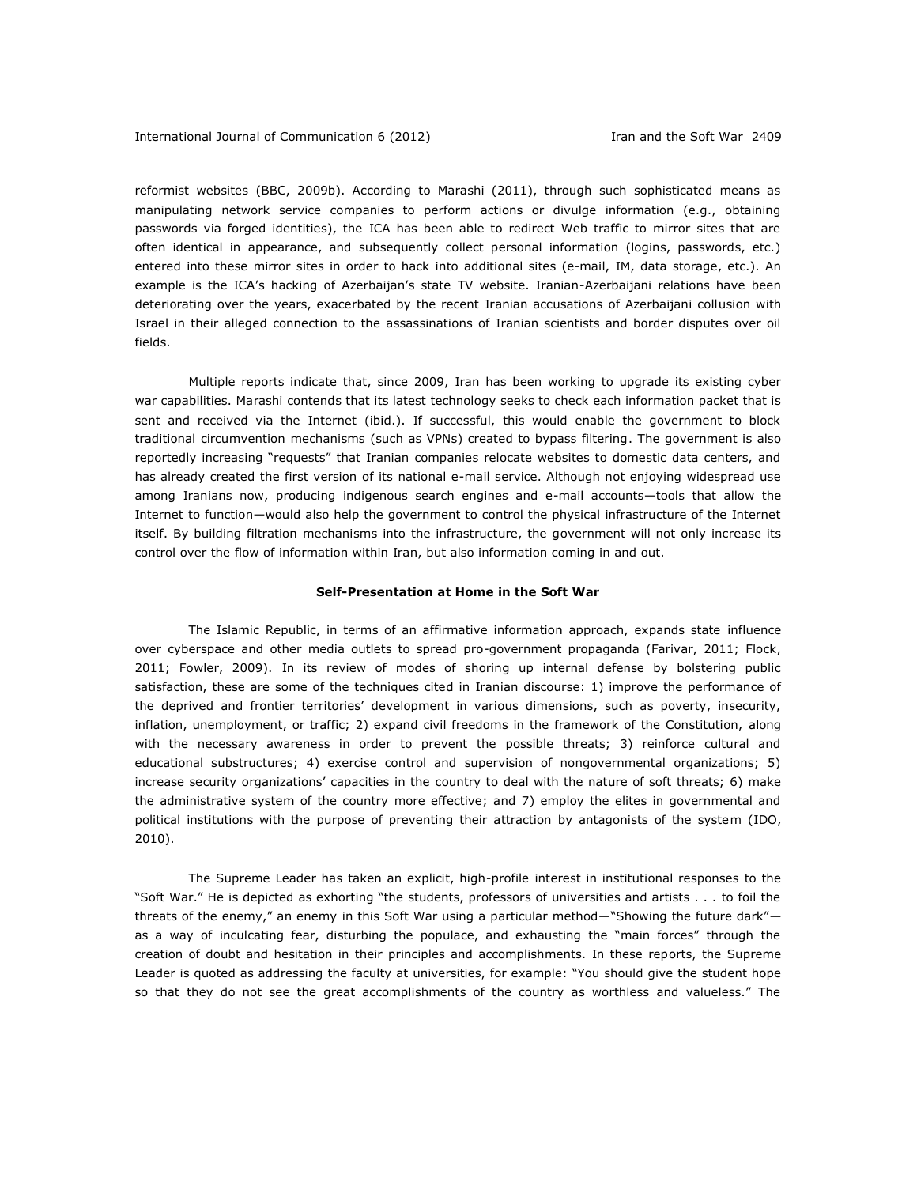reformist websites (BBC, 2009b). According to Marashi (2011), through such sophisticated means as manipulating network service companies to perform actions or divulge information (e.g., obtaining passwords via forged identities), the ICA has been able to redirect Web traffic to mirror sites that are often identical in appearance, and subsequently collect personal information (logins, passwords, etc.) entered into these mirror sites in order to hack into additional sites (e-mail, IM, data storage, etc.). An example is the ICA's hacking of Azerbaijan's state TV website. Iranian-Azerbaijani relations have been deteriorating over the years, exacerbated by the recent Iranian accusations of Azerbaijani collusion with Israel in their alleged connection to the assassinations of Iranian scientists and border disputes over oil fields.

Multiple reports indicate that, since 2009, Iran has been working to upgrade its existing cyber war capabilities. Marashi contends that its latest technology seeks to check each information packet that is sent and received via the Internet (ibid.). If successful, this would enable the government to block traditional circumvention mechanisms (such as VPNs) created to bypass filtering. The government is also reportedly increasing "requests" that Iranian companies relocate websites to domestic data centers, and has already created the first version of its national e-mail service. Although not enjoying widespread use among Iranians now, producing indigenous search engines and e-mail accounts—tools that allow the Internet to function—would also help the government to control the physical infrastructure of the Internet itself. By building filtration mechanisms into the infrastructure, the government will not only increase its control over the flow of information within Iran, but also information coming in and out.

**Self-Presentation at Home in the Soft War**

The Islamic Republic, in terms of an affirmative information approach, expands state influence over cyberspace and other media outlets to spread pro-government propaganda (Farivar, 2011; Flock, 2011; Fowler, 2009). In its review of modes of shoring up internal defense by bolstering public satisfaction, these are some of the techniques cited in Iranian discourse: 1) improve the performance of the deprived and frontier territories' development in various dimensions, such as poverty, insecurity, inflation, unemployment, or traffic; 2) expand civil freedoms in the framework of the Constitution, along with the necessary awareness in order to prevent the possible threats; 3) reinforce cultural and educational substructures; 4) exercise control and supervision of nongovernmental organizations; 5) increase security organizations' capacities in the country to deal with the nature of soft threats; 6) make the administrative system of the country more effective; and 7) employ the elites in governmental and political institutions with the purpose of preventing their attraction by antagonists of the system (IDO, 2010).

The Supreme Leader has taken an explicit, high-profile interest in institutional responses to the "Soft War." He is depicted as exhorting "the students, professors of universities and artists . . . to foil the threats of the enemy," an enemy in this Soft War using a particular method—"Showing the future dark"—as a way of inculcating fear, disturbing the populace, and exhausting the "main forces" through the creation of doubt and hesitation in their principles and accomplishments. In these reports, the Supreme Leader is quoted as addressing the faculty at universities, for example: "You should give the student hope so that they do not see the great accomplishments of the country as worthless and valueless." The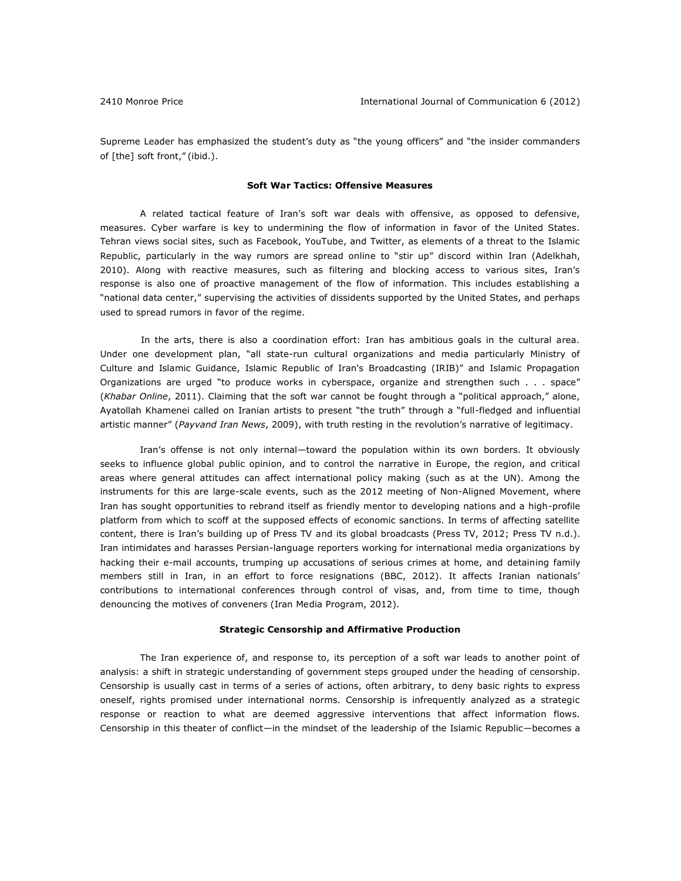Supreme Leader has emphasized the student's duty as "the young officers" and "the insider commanders of [the] soft front," (ibid.).

**Soft War Tactics: Offensive Measures**

A related tactical feature of Iran's soft war deals with offensive, as opposed to defensive, measures. Cyber warfare is key to undermining the flow of information in favor of the United States. Tehran views social sites, such as Facebook, YouTube, and Twitter, as elements of a threat to the Islamic Republic, particularly in the way rumors are spread online to "stir up" discord within Iran (Adelkhah, 2010). Along with reactive measures, such as filtering and blocking access to various sites, Iran's response is also one of proactive management of the flow of information. This includes establishing a "national data center," supervising the activities of dissidents supported by the United States, and perhaps used to spread rumors in favor of the regime.

In the arts, there is also a coordination effort: Iran has ambitious goals in the cultural area. Under one development plan, "all state-run cultural organizations and media particularly Ministry of Culture and Islamic Guidance, Islamic Republic of Iran's Broadcasting (IRIB)" and Islamic Propagation Organizations are urged "to produce works in cyberspace, organize and strengthen such . . . space" (*Khabar Online*, 2011). Claiming that the soft war cannot be fought through a "political approach," alone, Ayatollah Khamenei called on Iranian artists to present "the truth" through a "full-fledged and influential artistic manner" (*Payvand Iran News*, 2009), with truth resting in the revolution's narrative of legitimacy.

Iran's offense is not only internal—toward the population within its own borders. It obviously seeks to influence global public opinion, and to control the narrative in Europe, the region, and critical areas where general attitudes can affect international policy making (such as at the UN). Among the instruments for this are large-scale events, such as the 2012 meeting of Non-Aligned Movement, where Iran has sought opportunities to rebrand itself as friendly mentor to developing nations and a high-profile platform from which to scoff at the supposed effects of economic sanctions. In terms of affecting satellite content, there is Iran's building up of Press TV and its global broadcasts (Press TV, 2012; Press TV n.d.). Iran intimidates and harasses Persian-language reporters working for international media organizations by hacking their e-mail accounts, trumping up accusations of serious crimes at home, and detaining family members still in Iran, in an effort to force resignations (BBC, 2012). It affects Iranian nationals' contributions to international conferences through control of visas, and, from time to time, though denouncing the motives of conveners (Iran Media Program, 2012).

**Strategic Censorship and Affirmative Production**

The Iran experience of, and response to, its perception of a soft war leads to another point of analysis: a shift in strategic understanding of government steps grouped under the heading of censorship. Censorship is usually cast in terms of a series of actions, often arbitrary, to deny basic rights to express oneself, rights promised under international norms. Censorship is infrequently analyzed as a strategic response or reaction to what are deemed aggressive interventions that affect information flows. Censorship in this theater of conflict—in the mindset of the leadership of the Islamic Republic—becomes a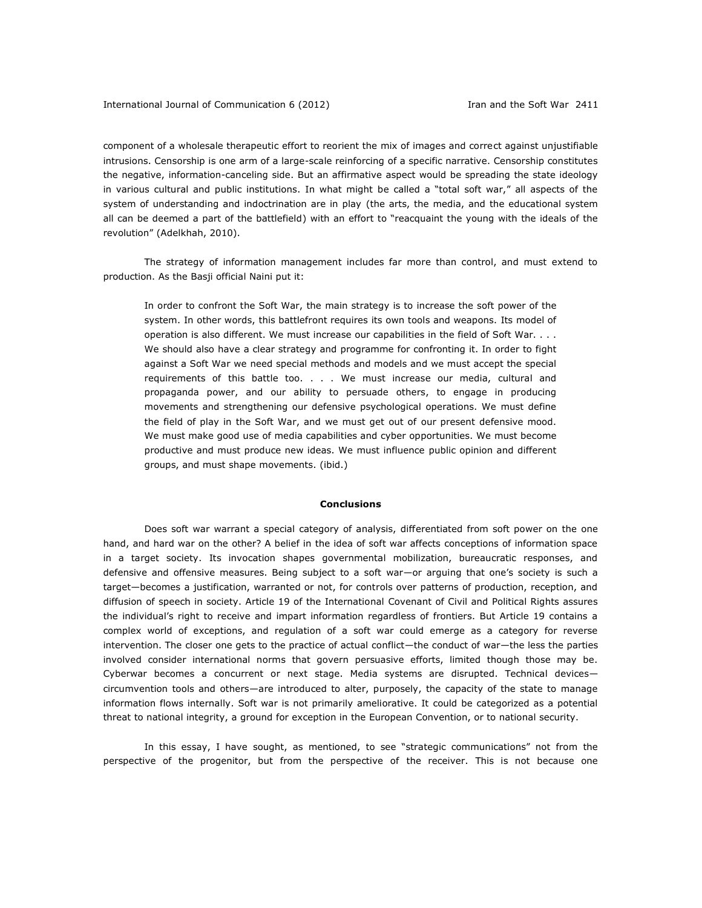component of a wholesale therapeutic effort to reorient the mix of images and correct against unjustifiable intrusions. Censorship is one arm of a large-scale reinforcing of a specific narrative. Censorship constitutes the negative, information-canceling side. But an affirmative aspect would be spreading the state ideology in various cultural and public institutions. In what might be called a "total soft war," all aspects of the system of understanding and indoctrination are in play (the arts, the media, and the educational system all can be deemed a part of the battlefield) with an effort to "reacquaint the young with the ideals of the revolution" (Adelkhah, 2010).

The strategy of information management includes far more than control, and must extend to production. As the Basji official Naini put it:

> In order to confront the Soft War, the main strategy is to increase the soft power of the system. In other words, this battlefront requires its own tools and weapons. Its model of operation is also different. We must increase our capabilities in the field of Soft War. . . . We should also have a clear strategy and programme for confronting it. In order to fight against a Soft War we need special methods and models and we must accept the special requirements of this battle too. . . . We must increase our media, cultural and propaganda power, and our ability to persuade others, to engage in producing movements and strengthening our defensive psychological operations. We must define the field of play in the Soft War, and we must get out of our present defensive mood. We must make good use of media capabilities and cyber opportunities. We must become productive and must produce new ideas. We must influence public opinion and different groups, and must shape movements. (ibid.)

## Conclusions

Does soft war warrant a special category of analysis, differentiated from soft power on the one hand, and hard war on the other? A belief in the idea of soft war affects conceptions of information space in a target society. Its invocation shapes governmental mobilization, bureaucratic responses, and defensive and offensive measures. Being subject to a soft war—or arguing that one's society is such a target—becomes a justification, warranted or not, for controls over patterns of production, reception, and diffusion of speech in society. Article 19 of the International Covenant of Civil and Political Rights assures the individual's right to receive and impart information regardless of frontiers. But Article 19 contains a complex world of exceptions, and regulation of a soft war could emerge as a category for reverse intervention. The closer one gets to the practice of actual conflict—the conduct of war—the less the parties involved consider international norms that govern persuasive efforts, limited though those may be. Cyberwar becomes a concurrent or next stage. Media systems are disrupted. Technical devices—circumvention tools and others—are introduced to alter, purposely, the capacity of the state to manage information flows internally. Soft war is not primarily ameliorative. It could be categorized as a potential threat to national integrity, a ground for exception in the European Convention, or to national security.

In this essay, I have sought, as mentioned, to see "strategic communications" not from the perspective of the progenitor, but from the perspective of the receiver. This is not because one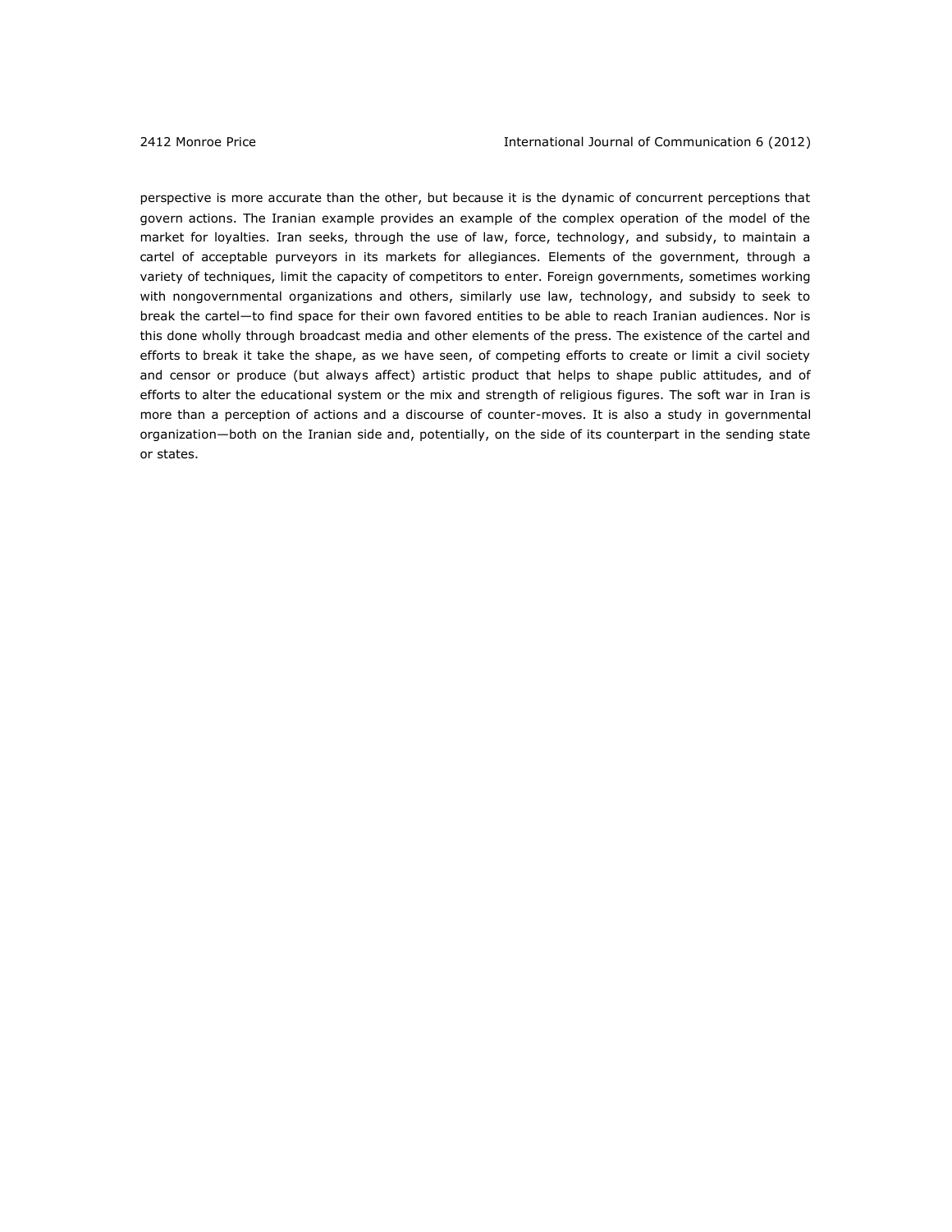perspective is more accurate than the other, but because it is the dynamic of concurrent perceptions that govern actions. The Iranian example provides an example of the complex operation of the model of the market for loyalties. Iran seeks, through the use of law, force, technology, and subsidy, to maintain a cartel of acceptable purveyors in its markets for allegiances. Elements of the government, through a variety of techniques, limit the capacity of competitors to enter. Foreign governments, sometimes working with nongovernmental organizations and others, similarly use law, technology, and subsidy to seek to break the cartel—to find space for their own favored entities to be able to reach Iranian audiences. Nor is this done wholly through broadcast media and other elements of the press. The existence of the cartel and efforts to break it take the shape, as we have seen, of competing efforts to create or limit a civil society and censor or produce (but always affect) artistic product that helps to shape public attitudes, and of efforts to alter the educational system or the mix and strength of religious figures. The soft war in Iran is more than a perception of actions and a discourse of counter-moves. It is also a study in governmental organization—both on the Iranian side and, potentially, on the side of its counterpart in the sending state or states.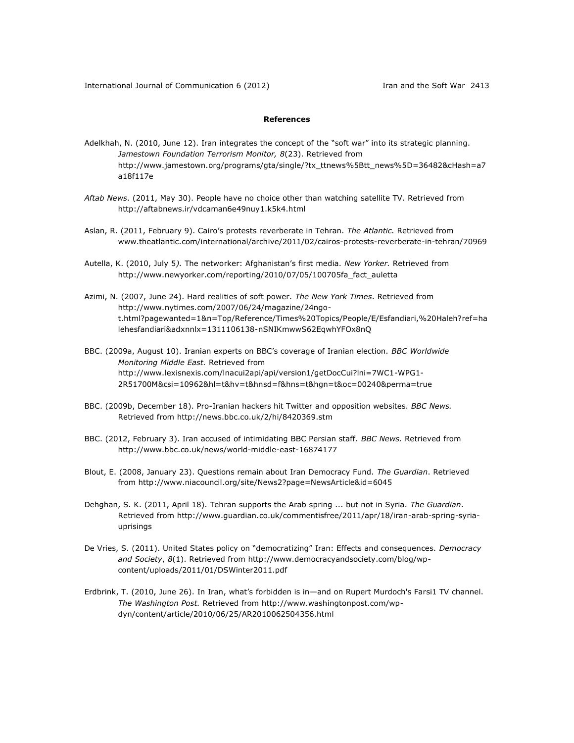**References**

Adelkhah, N. (2010, June 12). Iran integrates the concept of the "soft war" into its strategic planning. *Jamestown Foundation Terrorism Monitor, 8*(23). Retrieved from http://www.jamestown.org/programs/gta/single/?tx_ttnews%5Btt_news%5D=36482&cHash=a7a18f117e

*Aftab News*. (2011, May 30). People have no choice other than watching satellite TV. Retrieved from http://aftabnews.ir/vdcaman6e49nuy1.k5k4.html

Aslan, R. (2011, February 9). Cairo's protests reverberate in Tehran. *The Atlantic.* Retrieved from www.theatlantic.com/international/archive/2011/02/cairos-protests-reverberate-in-tehran/70969

Autella, K. (2010, July 5*).* The networker: Afghanistan's first media. *New Yorker.* Retrieved from http://www.newyorker.com/reporting/2010/07/05/100705fa_fact_auletta

Azimi, N. (2007, June 24). Hard realities of soft power. *The New York Times*. Retrieved from http://www.nytimes.com/2007/06/24/magazine/24ngo-t.html?pagewanted=1&n=Top/Reference/Times%20Topics/People/E/Esfandiari,%20Haleh?ref=halehesfandiari&adxnnlx=1311106138-nSNIKmwwS62EqwhYFOx8nQ

BBC. (2009a, August 10). Iranian experts on BBC's coverage of Iranian election. *BBC Worldwide Monitoring Middle East.* Retrieved from http://www.lexisnexis.com/lnacui2api/api/version1/getDocCui?lni=7WC1-WPG1-2R51700M&csi=10962&hl=t&hv=t&hnsd=f&hns=t&hgn=t&oc=00240&perma=true

BBC. (2009b, December 18). Pro-Iranian hackers hit Twitter and opposition websites. *BBC News.* Retrieved from http://news.bbc.co.uk/2/hi/8420369.stm

BBC. (2012, February 3). Iran accused of intimidating BBC Persian staff. *BBC News.* Retrieved from http://www.bbc.co.uk/news/world-middle-east-16874177

Blout, E. (2008, January 23). Questions remain about Iran Democracy Fund. *The Guardian*. Retrieved from http://www.niacouncil.org/site/News2?page=NewsArticle&id=6045

Dehghan, S. K. (2011, April 18). Tehran supports the Arab spring ... but not in Syria. *The Guardian*. Retrieved from http://www.guardian.co.uk/commentisfree/2011/apr/18/iran-arab-spring-syria-uprisings

De Vries, S. (2011). United States policy on "democratizing" Iran: Effects and consequences. *Democracy and Society*, *8*(1). Retrieved from http://www.democracyandsociety.com/blog/wp-content/uploads/2011/01/DSWinter2011.pdf

Erdbrink, T. (2010, June 26). In Iran, what's forbidden is in—and on Rupert Murdoch's Farsi1 TV channel. *The Washington Post.* Retrieved from http://www.washingtonpost.com/wp-dyn/content/article/2010/06/25/AR2010062504356.html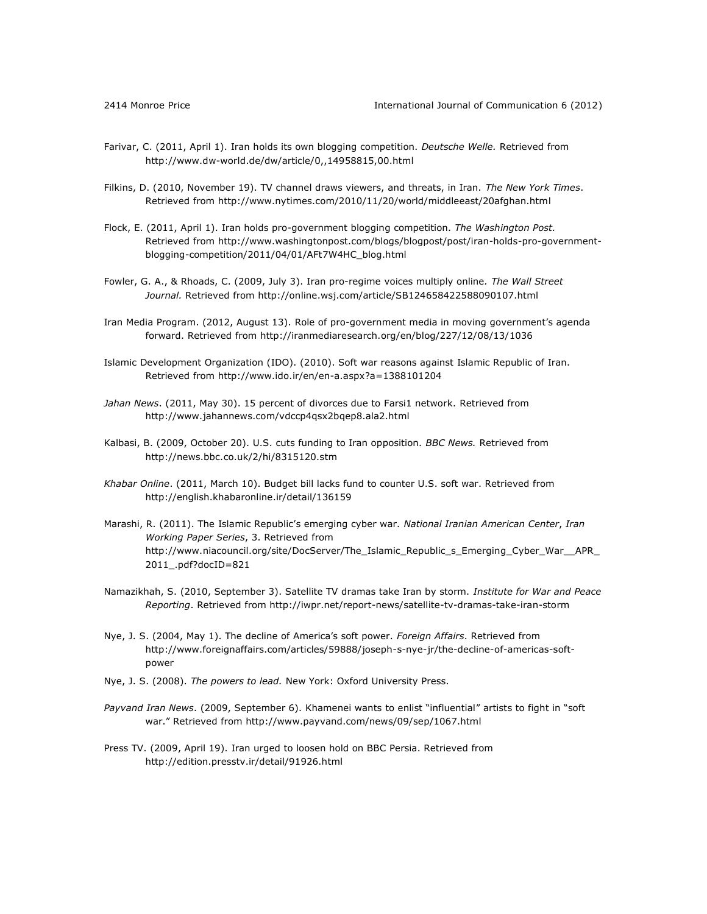Farivar, C. (2011, April 1). Iran holds its own blogging competition. *Deutsche Welle.* Retrieved from http://www.dw-world.de/dw/article/0,,14958815,00.html

Filkins, D. (2010, November 19). TV channel draws viewers, and threats, in Iran. *The New York Times*. Retrieved from http://www.nytimes.com/2010/11/20/world/middleeast/20afghan.html

Flock, E. (2011, April 1). Iran holds pro-government blogging competition. *The Washington Post.* Retrieved from http://www.washingtonpost.com/blogs/blogpost/post/iran-holds-pro-government-blogging-competition/2011/04/01/AFt7W4HC_blog.html

Fowler, G. A., & Rhoads, C. (2009, July 3). Iran pro-regime voices multiply online. *The Wall Street Journal.* Retrieved from http://online.wsj.com/article/SB124658422588090107.html

Iran Media Program. (2012, August 13). Role of pro-government media in moving government's agenda forward. Retrieved from http://iranmediaresearch.org/en/blog/227/12/08/13/1036

Islamic Development Organization (IDO). (2010). Soft war reasons against Islamic Republic of Iran. Retrieved from http://www.ido.ir/en/en-a.aspx?a=1388101204

*Jahan News*. (2011, May 30). 15 percent of divorces due to Farsi1 network. Retrieved from http://www.jahannews.com/vdccp4qsx2bqep8.ala2.html

Kalbasi, B. (2009, October 20). U.S. cuts funding to Iran opposition. *BBC News.* Retrieved from http://news.bbc.co.uk/2/hi/8315120.stm

*Khabar Online*. (2011, March 10). Budget bill lacks fund to counter U.S. soft war. Retrieved from http://english.khabaronline.ir/detail/136159

Marashi, R. (2011). The Islamic Republic's emerging cyber war. *National Iranian American Center*, *Iran Working Paper Series*, 3. Retrieved from http://www.niacouncil.org/site/DocServer/The_Islamic_Republic_s_Emerging_Cyber_War__APR_2011_.pdf?docID=821

Namazikhah, S. (2010, September 3). Satellite TV dramas take Iran by storm. *Institute for War and Peace Reporting*. Retrieved from http://iwpr.net/report-news/satellite-tv-dramas-take-iran-storm

Nye, J. S. (2004, May 1). The decline of America's soft power. *Foreign Affairs*. Retrieved from http://www.foreignaffairs.com/articles/59888/joseph-s-nye-jr/the-decline-of-americas-soft-power

Nye, J. S. (2008). *The powers to lead.* New York: Oxford University Press.

*Payvand Iran News*. (2009, September 6). Khamenei wants to enlist "influential" artists to fight in "soft war." Retrieved from http://www.payvand.com/news/09/sep/1067.html

Press TV. (2009, April 19). Iran urged to loosen hold on BBC Persia. Retrieved from http://edition.presstv.ir/detail/91926.html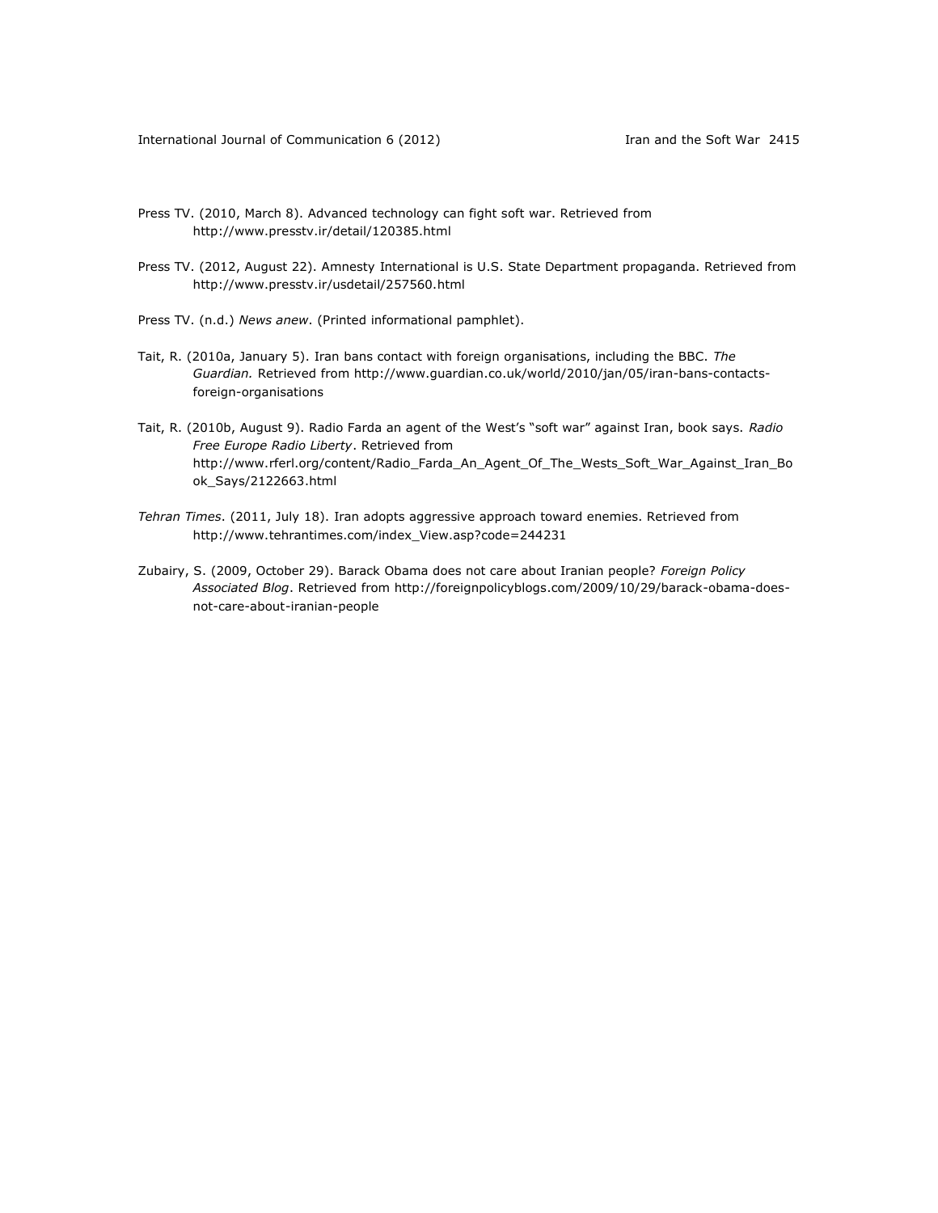Press TV. (2010, March 8). Advanced technology can fight soft war. Retrieved from http://www.presstv.ir/detail/120385.html

Press TV. (2012, August 22). Amnesty International is U.S. State Department propaganda. Retrieved from http://www.presstv.ir/usdetail/257560.html

Press TV. (n.d.) *News anew*. (Printed informational pamphlet).

Tait, R. (2010a, January 5). Iran bans contact with foreign organisations, including the BBC. *The Guardian.* Retrieved from http://www.guardian.co.uk/world/2010/jan/05/iran-bans-contacts-foreign-organisations

Tait, R. (2010b, August 9). Radio Farda an agent of the West's "soft war" against Iran, book says. *Radio Free Europe Radio Liberty*. Retrieved from http://www.rferl.org/content/Radio_Farda_An_Agent_Of_The_Wests_Soft_War_Against_Iran_Book_Says/2122663.html

*Tehran Times*. (2011, July 18). Iran adopts aggressive approach toward enemies. Retrieved from http://www.tehrantimes.com/index_View.asp?code=244231

Zubairy, S. (2009, October 29). Barack Obama does not care about Iranian people? *Foreign Policy Associated Blog*. Retrieved from http://foreignpolicyblogs.com/2009/10/29/barack-obama-does-not-care-about-iranian-people